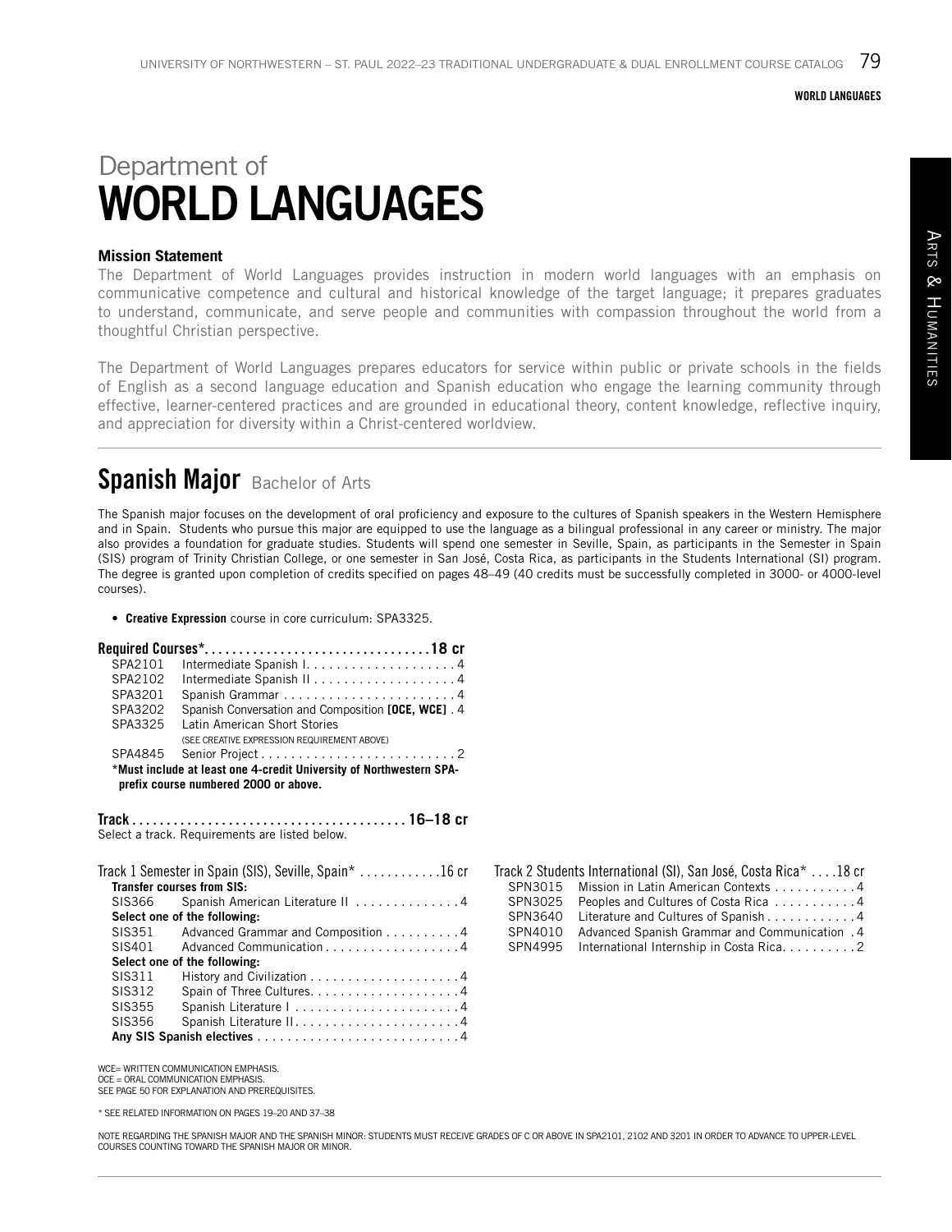# Department of WORLD LANGUAGES

### Mission Statement

The Department of World Languages provides instruction in modern world languages with an emphasis on communicative competence and cultural and historical knowledge of the target language; it prepares graduates to understand, communicate, and serve people and communities with compassion throughout the world from a thoughtful Christian perspective.

The Department of World Languages prepares educators for service within public or private schools in the fields of English as a second language education and Spanish education who engage the learning community through effective, learner-centered practices and are grounded in educational theory, content knowledge, reflective inquiry, and appreciation for diversity within a Christ-centered worldview.

## Spanish Major Bachelor of Arts

The Spanish major focuses on the development of oral proficiency and exposure to the cultures of Spanish speakers in the Western Hemisphere and in Spain. Students who pursue this major are equipped to use the language as a bilingual professional in any career or ministry. The major also provides a foundation for graduate studies. Students will spend one semester in Seville, Spain, as participants in the Semester in Spain (SIS) program of Trinity Christian College, or one semester in San José, Costa Rica, as participants in the Students International (SI) program. The degree is granted upon completion of credits specified on pages 48–49 (40 credits must be successfully completed in 3000- or 4000-level courses).

- **Creative Expression** course in core curriculum: SPA3325.

**Required Courses*. . . . . . . . . . . . . . . . . . . . . . . . . . . . . . . . .18 cr**

| | | |
|---|---|---|
| SPA2101 | Intermediate Spanish I | 4 |
| SPA2102 | Intermediate Spanish II | 4 |
| SPA3201 | Spanish Grammar | 4 |
| SPA3202 | Spanish Conversation and Composition **[OCE, WCE]** | 4 |
| SPA3325 | Latin American Short Stories (SEE CREATIVE EXPRESSION REQUIREMENT ABOVE) | |
| SPA4845 | Senior Project | 2 |

***Must include at least one 4-credit University of Northwestern SPA-prefix course numbered 2000 or above.**

**Track . . . . . . . . . . . . . . . . . . . . . . . . . . . . . . . . . . . . . . . 16–18 cr**

Select a track. Requirements are listed below.

Track 1 Semester in Spain (SIS), Seville, Spain* . . . . . . . . . . . .16 cr

**Transfer courses from SIS:**

| | | |
|---|---|---|
| SIS366 | Spanish American Literature II | 4 |

**Select one of the following:**

| | | |
|---|---|---|
| SIS351 | Advanced Grammar and Composition | 4 |
| SIS401 | Advanced Communication | 4 |

**Select one of the following:**

| | | |
|---|---|---|
| SIS311 | History and Civilization | 4 |
| SIS312 | Spain of Three Cultures | 4 |
| SIS355 | Spanish Literature I | 4 |
| SIS356 | Spanish Literature II | 4 |

**Any SIS Spanish electives . . . . . . . . . . . . . . . . . . . . . . . . . . .4**

Track 2 Students International (SI), San José, Costa Rica* . . . .18 cr

| | | |
|---|---|---|
| SPN3015 | Mission in Latin American Contexts | 4 |
| SPN3025 | Peoples and Cultures of Costa Rica | 4 |
| SPN3640 | Literature and Cultures of Spanish | 4 |
| SPN4010 | Advanced Spanish Grammar and Communication | 4 |
| SPN4995 | International Internship in Costa Rica | 2 |

WCE= WRITTEN COMMUNICATION EMPHASIS.
OCE = ORAL COMMUNICATION EMPHASIS.
SEE PAGE 50 FOR EXPLANATION AND PREREQUISITES.

* SEE RELATED INFORMATION ON PAGES 19–20 AND 37–38

NOTE REGARDING THE SPANISH MAJOR AND THE SPANISH MINOR: STUDENTS MUST RECEIVE GRADES OF C OR ABOVE IN SPA2101, 2102 AND 3201 IN ORDER TO ADVANCE TO UPPER-LEVEL COURSES COUNTING TOWARD THE SPANISH MAJOR OR MINOR.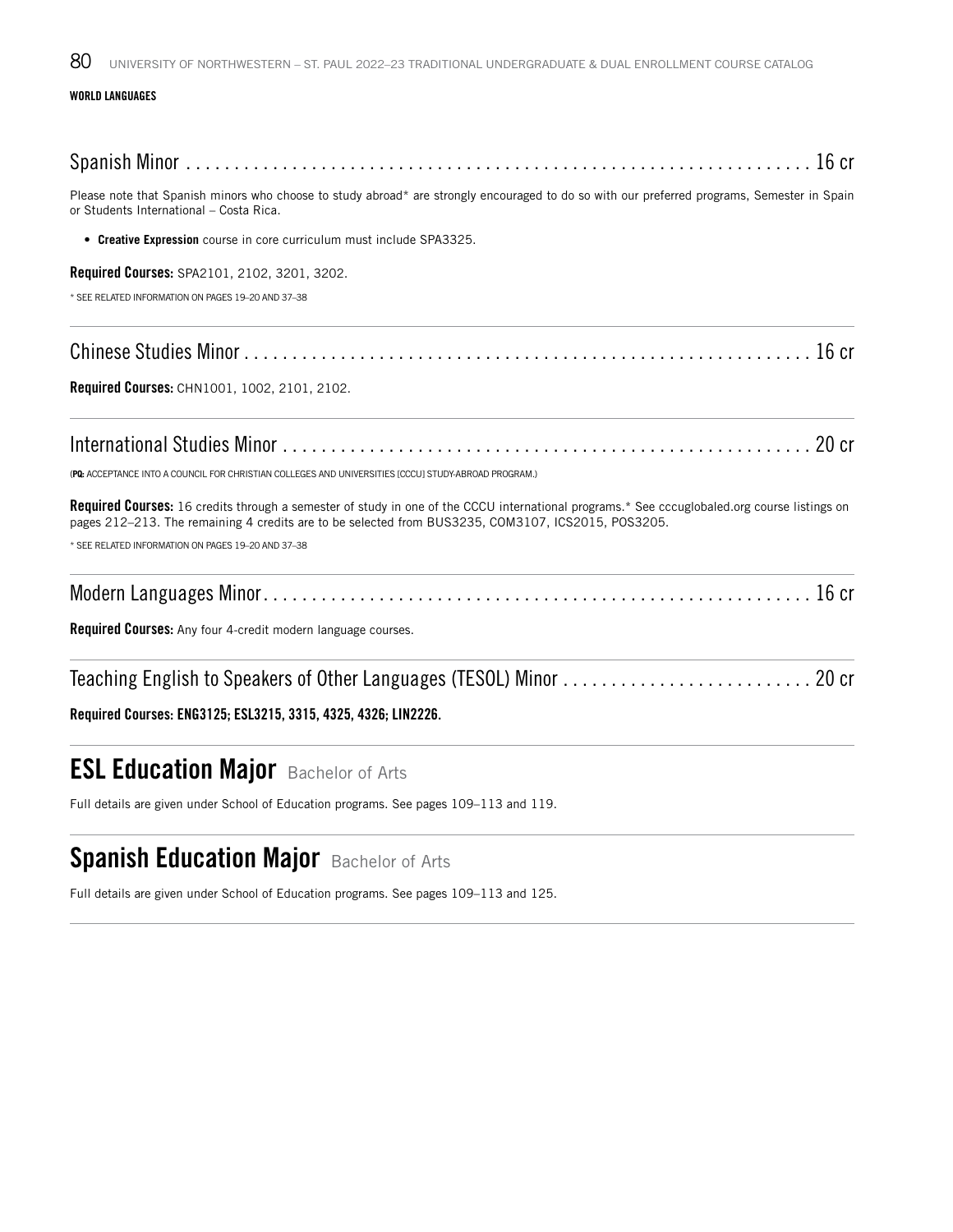**WORLD LANGUAGES**

## Spanish Minor . . . . . . . . . . . . . . . . . . . . . . . . . . . . . . . . . . . . . . . . . . . . . . . . . . . . . . . . . . . . . . 16 cr

Please note that Spanish minors who choose to study abroad* are strongly encouraged to do so with our preferred programs, Semester in Spain or Students International – Costa Rica.

- **Creative Expression** course in core curriculum must include SPA3325.

**Required Courses:** SPA2101, 2102, 3201, 3202.

* SEE RELATED INFORMATION ON PAGES 19–20 AND 37–38

---

## Chinese Studies Minor . . . . . . . . . . . . . . . . . . . . . . . . . . . . . . . . . . . . . . . . . . . . . . . . . . . . . . . . . 16 cr

**Required Courses:** CHN1001, 1002, 2101, 2102.

---

## International Studies Minor . . . . . . . . . . . . . . . . . . . . . . . . . . . . . . . . . . . . . . . . . . . . . . . . . . . . . 20 cr

(**PQ:** ACCEPTANCE INTO A COUNCIL FOR CHRISTIAN COLLEGES AND UNIVERSITIES [CCCU] STUDY-ABROAD PROGRAM.)

**Required Courses:** 16 credits through a semester of study in one of the CCCU international programs.* See cccuglobaled.org course listings on pages 212–213. The remaining 4 credits are to be selected from BUS3235, COM3107, ICS2015, POS3205.

* SEE RELATED INFORMATION ON PAGES 19–20 AND 37–38

---

## Modern Languages Minor . . . . . . . . . . . . . . . . . . . . . . . . . . . . . . . . . . . . . . . . . . . . . . . . . . . . . . . 16 cr

**Required Courses:** Any four 4-credit modern language courses.

---

## Teaching English to Speakers of Other Languages (TESOL) Minor . . . . . . . . . . . . . . . . . . . . . . . . . . 20 cr

**Required Courses: ENG3125; ESL3215, 3315, 4325, 4326; LIN2226.**

---

# ESL Education Major Bachelor of Arts

Full details are given under School of Education programs. See pages 109–113 and 119.

---

# Spanish Education Major Bachelor of Arts

Full details are given under School of Education programs. See pages 109–113 and 125.